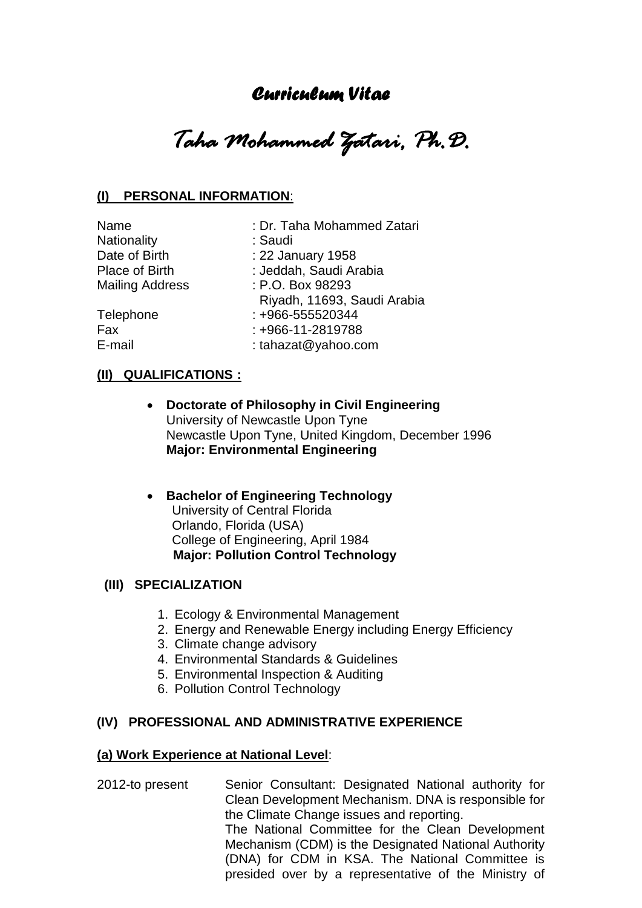# *Curriculum Vitae*

# *Taha Mohammed Zatari, Ph.D.*

## (I) PERSONAL INFORMATION:

| | |
|---|---|
| Name | : Dr. Taha Mohammed Zatari |
| Nationality | : Saudi |
| Date of Birth | : 22 January 1958 |
| Place of Birth | : Jeddah, Saudi Arabia |
| Mailing Address | : P.O. Box 98293<br>Riyadh, 11693, Saudi Arabia |
| Telephone | : +966-555520344 |
| Fax | : +966-11-2819788 |
| E-mail | : tahazat@yahoo.com |

## (II) QUALIFICATIONS :

- **Doctorate of Philosophy in Civil Engineering**
  University of Newcastle Upon Tyne
  Newcastle Upon Tyne, United Kingdom, December 1996
  **Major: Environmental Engineering**

- **Bachelor of Engineering Technology**
  University of Central Florida
  Orlando, Florida (USA)
  College of Engineering, April 1984
  **Major: Pollution Control Technology**

## (III) SPECIALIZATION

1. Ecology & Environmental Management
2. Energy and Renewable Energy including Energy Efficiency
3. Climate change advisory
4. Environmental Standards & Guidelines
5. Environmental Inspection & Auditing
6. Pollution Control Technology

## (IV) PROFESSIONAL AND ADMINISTRATIVE EXPERIENCE

### (a) Work Experience at National Level:

2012-to present — Senior Consultant: Designated National authority for Clean Development Mechanism. DNA is responsible for the Climate Change issues and reporting.
The National Committee for the Clean Development Mechanism (CDM) is the Designated National Authority (DNA) for CDM in KSA. The National Committee is presided over by a representative of the Ministry of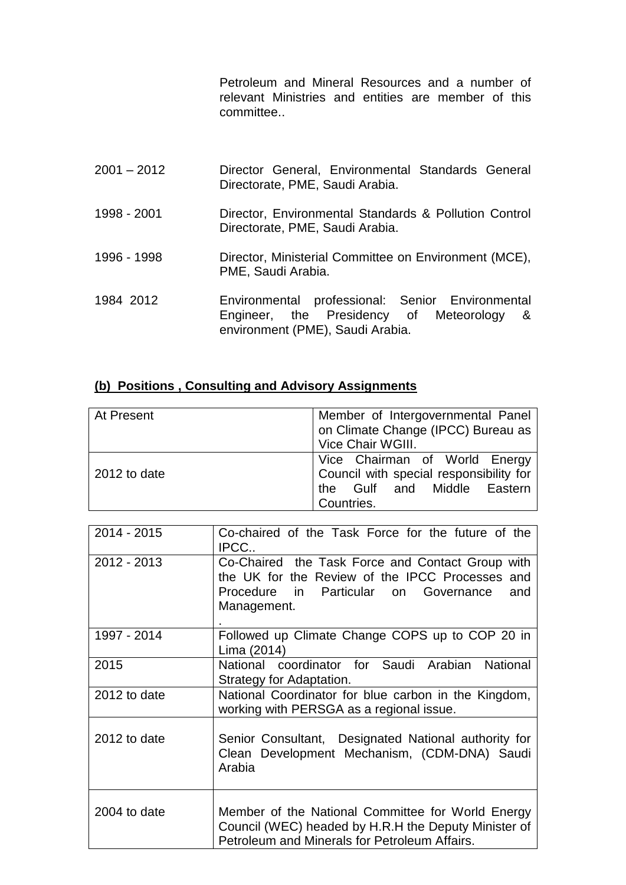Petroleum and Mineral Resources and a number of relevant Ministries and entities are member of this committee..

| | |
|---|---|
| 2001 – 2012 | Director General, Environmental Standards General Directorate, PME, Saudi Arabia. |
| 1998 - 2001 | Director, Environmental Standards & Pollution Control Directorate, PME, Saudi Arabia. |
| 1996 - 1998 | Director, Ministerial Committee on Environment (MCE), PME, Saudi Arabia. |
| 1984 2012 | Environmental professional: Senior Environmental Engineer, the Presidency of Meteorology & environment (PME), Saudi Arabia. |

## (b) Positions , Consulting and Advisory Assignments

| | |
|---|---|
| At Present | Member of Intergovernmental Panel on Climate Change (IPCC) Bureau as Vice Chair WGIII. |
| 2012 to date | Vice Chairman of World Energy Council with special responsibility for the Gulf and Middle Eastern Countries. |

| | |
|---|---|
| 2014 - 2015 | Co-chaired of the Task Force for the future of the IPCC.. |
| 2012 - 2013 | Co-Chaired the Task Force and Contact Group with the UK for the Review of the IPCC Processes and Procedure in Particular on Governance and Management. . |
| 1997 - 2014 | Followed up Climate Change COPS up to COP 20 in Lima (2014) |
| 2015 | National coordinator for Saudi Arabian National Strategy for Adaptation. |
| 2012 to date | National Coordinator for blue carbon in the Kingdom, working with PERSGA as a regional issue. |
| 2012 to date | Senior Consultant, Designated National authority for Clean Development Mechanism, (CDM-DNA) Saudi Arabia |
| 2004 to date | Member of the National Committee for World Energy Council (WEC) headed by H.R.H the Deputy Minister of Petroleum and Minerals for Petroleum Affairs. |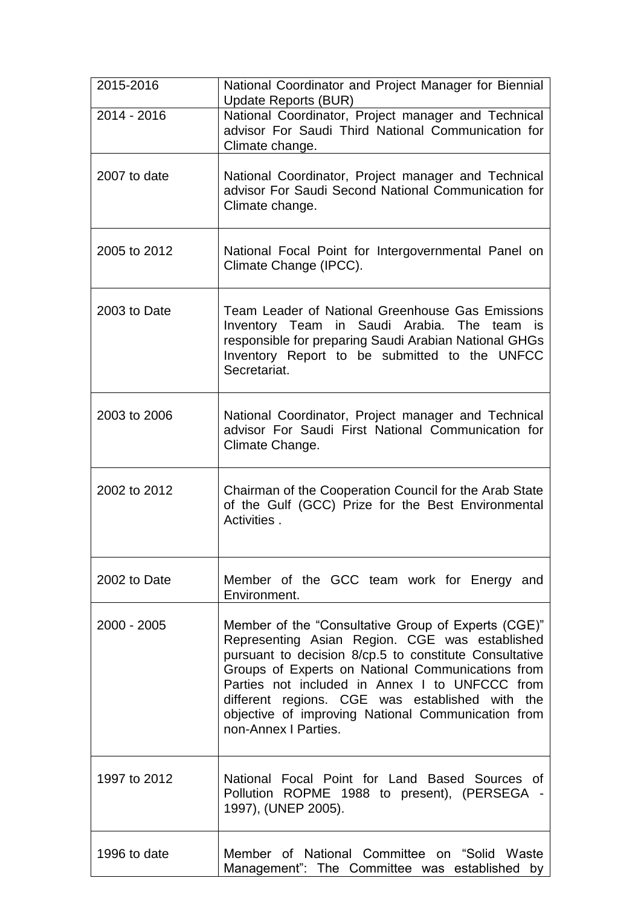| | |
|---|---|
| 2015-2016 | National Coordinator and Project Manager for Biennial Update Reports (BUR) |
| 2014 - 2016 | National Coordinator, Project manager and Technical advisor For Saudi Third National Communication for Climate change. |
| 2007 to date | National Coordinator, Project manager and Technical advisor For Saudi Second National Communication for Climate change. |
| 2005 to 2012 | National Focal Point for Intergovernmental Panel on Climate Change (IPCC). |
| 2003 to Date | Team Leader of National Greenhouse Gas Emissions Inventory Team in Saudi Arabia. The team is responsible for preparing Saudi Arabian National GHGs Inventory Report to be submitted to the UNFCC Secretariat. |
| 2003 to 2006 | National Coordinator, Project manager and Technical advisor For Saudi First National Communication for Climate Change. |
| 2002 to 2012 | Chairman of the Cooperation Council for the Arab State of the Gulf (GCC) Prize for the Best Environmental Activities . |
| 2002 to Date | Member of the GCC team work for Energy and Environment. |
| 2000 - 2005 | Member of the "Consultative Group of Experts (CGE)" Representing Asian Region. CGE was established pursuant to decision 8/cp.5 to constitute Consultative Groups of Experts on National Communications from Parties not included in Annex I to UNFCCC from different regions. CGE was established with the objective of improving National Communication from non-Annex I Parties. |
| 1997 to 2012 | National Focal Point for Land Based Sources of Pollution ROPME 1988 to present), (PERSEGA - 1997), (UNEP 2005). |
| 1996 to date | Member of National Committee on "Solid Waste Management": The Committee was established by |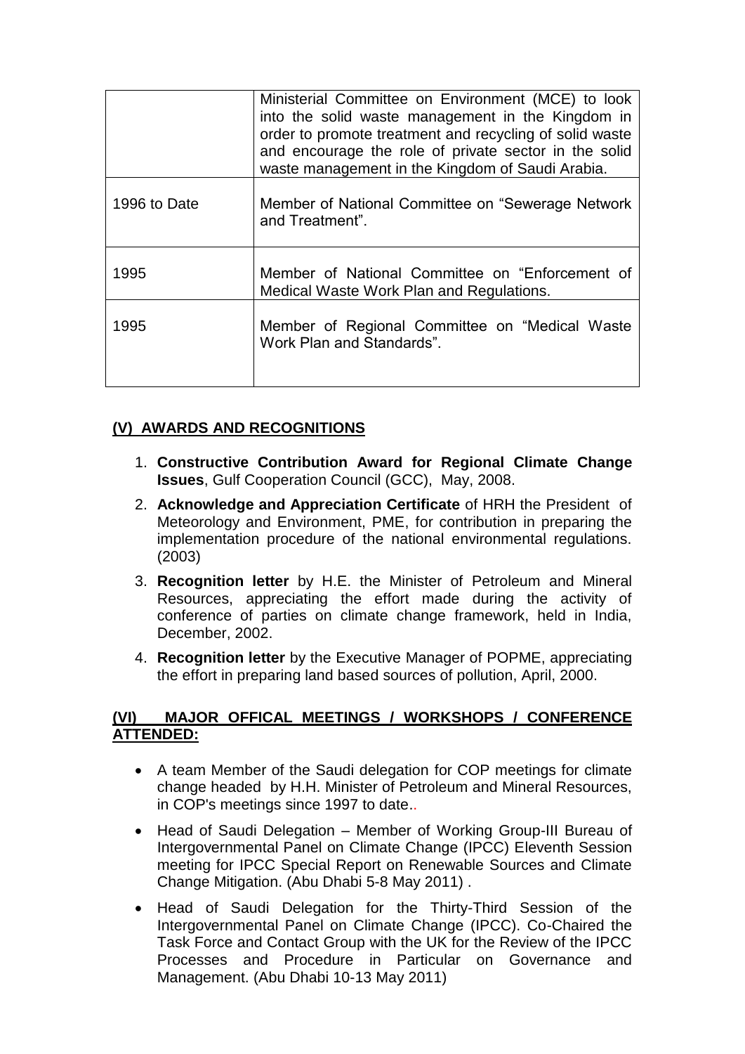|  |  |
| --- | --- |
|  | Ministerial Committee on Environment (MCE) to look into the solid waste management in the Kingdom in order to promote treatment and recycling of solid waste and encourage the role of private sector in the solid waste management in the Kingdom of Saudi Arabia. |
| 1996 to Date | Member of National Committee on "Sewerage Network and Treatment". |
| 1995 | Member of National Committee on "Enforcement of Medical Waste Work Plan and Regulations. |
| 1995 | Member of Regional Committee on "Medical Waste Work Plan and Standards". |

## (V) AWARDS AND RECOGNITIONS

1. **Constructive Contribution Award for Regional Climate Change Issues**, Gulf Cooperation Council (GCC), May, 2008.
2. **Acknowledge and Appreciation Certificate** of HRH the President of Meteorology and Environment, PME, for contribution in preparing the implementation procedure of the national environmental regulations. (2003)
3. **Recognition letter** by H.E. the Minister of Petroleum and Mineral Resources, appreciating the effort made during the activity of conference of parties on climate change framework, held in India, December, 2002.
4. **Recognition letter** by the Executive Manager of POPME, appreciating the effort in preparing land based sources of pollution, April, 2000.

## (VI) MAJOR OFFICAL MEETINGS / WORKSHOPS / CONFERENCE ATTENDED:

- A team Member of the Saudi delegation for COP meetings for climate change headed by H.H. Minister of Petroleum and Mineral Resources, in COP's meetings since 1997 to date..
- Head of Saudi Delegation – Member of Working Group-III Bureau of Intergovernmental Panel on Climate Change (IPCC) Eleventh Session meeting for IPCC Special Report on Renewable Sources and Climate Change Mitigation. (Abu Dhabi 5-8 May 2011) .
- Head of Saudi Delegation for the Thirty-Third Session of the Intergovernmental Panel on Climate Change (IPCC). Co-Chaired the Task Force and Contact Group with the UK for the Review of the IPCC Processes and Procedure in Particular on Governance and Management. (Abu Dhabi 10-13 May 2011)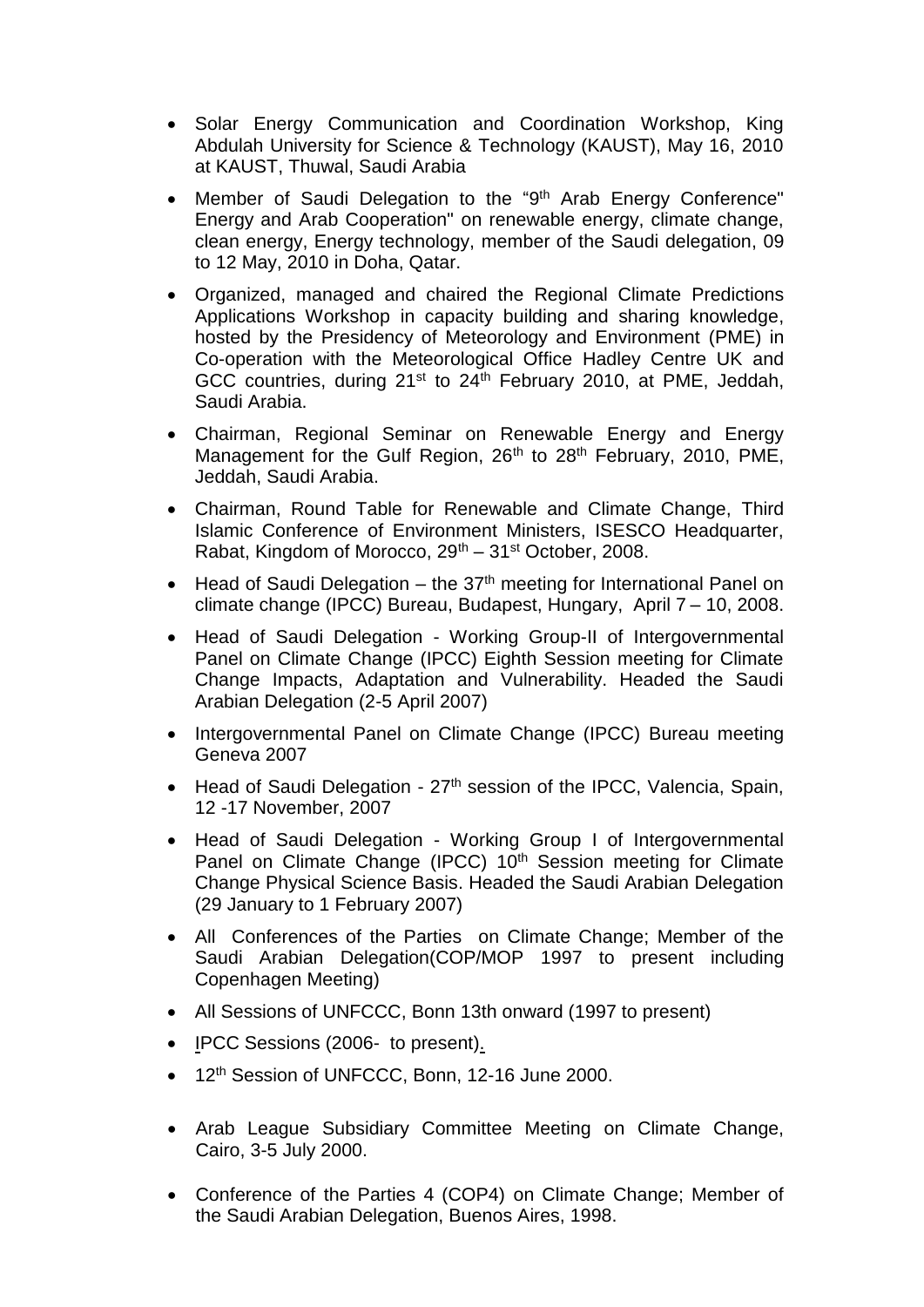- Solar Energy Communication and Coordination Workshop, King Abdulah University for Science & Technology (KAUST), May 16, 2010 at KAUST, Thuwal, Saudi Arabia
- Member of Saudi Delegation to the "9th Arab Energy Conference" Energy and Arab Cooperation" on renewable energy, climate change, clean energy, Energy technology, member of the Saudi delegation, 09 to 12 May, 2010 in Doha, Qatar.
- Organized, managed and chaired the Regional Climate Predictions Applications Workshop in capacity building and sharing knowledge, hosted by the Presidency of Meteorology and Environment (PME) in Co-operation with the Meteorological Office Hadley Centre UK and GCC countries, during 21st to 24th February 2010, at PME, Jeddah, Saudi Arabia.
- Chairman, Regional Seminar on Renewable Energy and Energy Management for the Gulf Region, 26th to 28th February, 2010, PME, Jeddah, Saudi Arabia.
- Chairman, Round Table for Renewable and Climate Change, Third Islamic Conference of Environment Ministers, ISESCO Headquarter, Rabat, Kingdom of Morocco, 29th – 31st October, 2008.
- Head of Saudi Delegation – the 37th meeting for International Panel on climate change (IPCC) Bureau, Budapest, Hungary, April 7 – 10, 2008.
- Head of Saudi Delegation - Working Group-II of Intergovernmental Panel on Climate Change (IPCC) Eighth Session meeting for Climate Change Impacts, Adaptation and Vulnerability. Headed the Saudi Arabian Delegation (2-5 April 2007)
- Intergovernmental Panel on Climate Change (IPCC) Bureau meeting Geneva 2007
- Head of Saudi Delegation - 27th session of the IPCC, Valencia, Spain, 12 -17 November, 2007
- Head of Saudi Delegation - Working Group I of Intergovernmental Panel on Climate Change (IPCC) 10th Session meeting for Climate Change Physical Science Basis. Headed the Saudi Arabian Delegation (29 January to 1 February 2007)
- All Conferences of the Parties on Climate Change; Member of the Saudi Arabian Delegation(COP/MOP 1997 to present including Copenhagen Meeting)
- All Sessions of UNFCCC, Bonn 13th onward (1997 to present)
- IPCC Sessions (2006- to present).
- 12th Session of UNFCCC, Bonn, 12-16 June 2000.
- Arab League Subsidiary Committee Meeting on Climate Change, Cairo, 3-5 July 2000.
- Conference of the Parties 4 (COP4) on Climate Change; Member of the Saudi Arabian Delegation, Buenos Aires, 1998.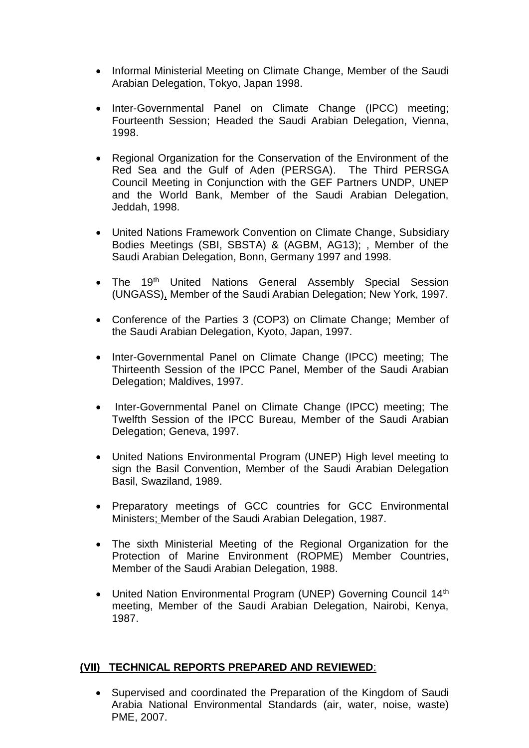- Informal Ministerial Meeting on Climate Change, Member of the Saudi Arabian Delegation, Tokyo, Japan 1998.

- Inter-Governmental Panel on Climate Change (IPCC) meeting; Fourteenth Session; Headed the Saudi Arabian Delegation, Vienna, 1998.

- Regional Organization for the Conservation of the Environment of the Red Sea and the Gulf of Aden (PERSGA). The Third PERSGA Council Meeting in Conjunction with the GEF Partners UNDP, UNEP and the World Bank, Member of the Saudi Arabian Delegation, Jeddah, 1998.

- United Nations Framework Convention on Climate Change, Subsidiary Bodies Meetings (SBI, SBSTA) & (AGBM, AG13); , Member of the Saudi Arabian Delegation, Bonn, Germany 1997 and 1998.

- The 19th United Nations General Assembly Special Session (UNGASS), Member of the Saudi Arabian Delegation; New York, 1997.

- Conference of the Parties 3 (COP3) on Climate Change; Member of the Saudi Arabian Delegation, Kyoto, Japan, 1997.

- Inter-Governmental Panel on Climate Change (IPCC) meeting; The Thirteenth Session of the IPCC Panel, Member of the Saudi Arabian Delegation; Maldives, 1997.

- Inter-Governmental Panel on Climate Change (IPCC) meeting; The Twelfth Session of the IPCC Bureau, Member of the Saudi Arabian Delegation; Geneva, 1997.

- United Nations Environmental Program (UNEP) High level meeting to sign the Basil Convention, Member of the Saudi Arabian Delegation Basil, Swaziland, 1989.

- Preparatory meetings of GCC countries for GCC Environmental Ministers; Member of the Saudi Arabian Delegation, 1987.

- The sixth Ministerial Meeting of the Regional Organization for the Protection of Marine Environment (ROPME) Member Countries, Member of the Saudi Arabian Delegation, 1988.

- United Nation Environmental Program (UNEP) Governing Council 14th meeting, Member of the Saudi Arabian Delegation, Nairobi, Kenya, 1987.

## (VII) TECHNICAL REPORTS PREPARED AND REVIEWED:

- Supervised and coordinated the Preparation of the Kingdom of Saudi Arabia National Environmental Standards (air, water, noise, waste) PME, 2007.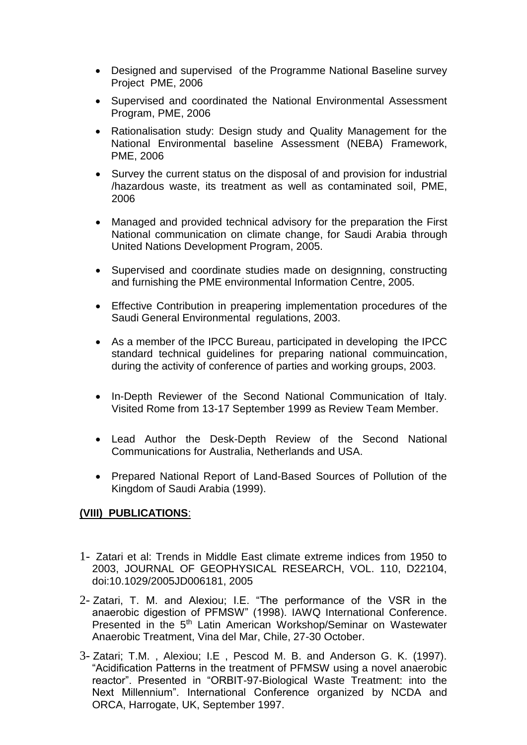- Designed and supervised  of the Programme National Baseline survey Project  PME, 2006
- Supervised and coordinated the National Environmental Assessment Program, PME, 2006
- Rationalisation study: Design study and Quality Management for the National Environmental baseline Assessment (NEBA) Framework, PME, 2006
- Survey the current status on the disposal of and provision for industrial /hazardous waste, its treatment as well as contaminated soil, PME, 2006
- Managed and provided technical advisory for the preparation the First National communication on climate change, for Saudi Arabia through United Nations Development Program, 2005.
- Supervised and coordinate studies made on designning, constructing and furnishing the PME environmental Information Centre, 2005.
- Effective Contribution in preapering implementation procedures of the Saudi General Environmental  regulations, 2003.
- As a member of the IPCC Bureau, participated in developing  the IPCC standard technical guidelines for preparing national commuincation, during the activity of conference of parties and working groups, 2003.
- In-Depth Reviewer of the Second National Communication of Italy. Visited Rome from 13-17 September 1999 as Review Team Member.
- Lead Author the Desk-Depth Review of the Second National Communications for Australia, Netherlands and USA.
- Prepared National Report of Land-Based Sources of Pollution of the Kingdom of Saudi Arabia (1999).

**(VIII) PUBLICATIONS**:

1- Zatari et al: Trends in Middle East climate extreme indices from 1950 to 2003, JOURNAL OF GEOPHYSICAL RESEARCH, VOL. 110, D22104, doi:10.1029/2005JD006181, 2005

2- Zatari, T. M. and Alexiou; I.E. "The performance of the VSR in the anaerobic digestion of PFMSW" (1998). IAWQ International Conference. Presented in the 5th Latin American Workshop/Seminar on Wastewater Anaerobic Treatment, Vina del Mar, Chile, 27-30 October.

3- Zatari; T.M. , Alexiou; I.E , Pescod M. B. and Anderson G. K. (1997). "Acidification Patterns in the treatment of PFMSW using a novel anaerobic reactor". Presented in "ORBIT-97-Biological Waste Treatment: into the Next Millennium". International Conference organized by NCDA and ORCA, Harrogate, UK, September 1997.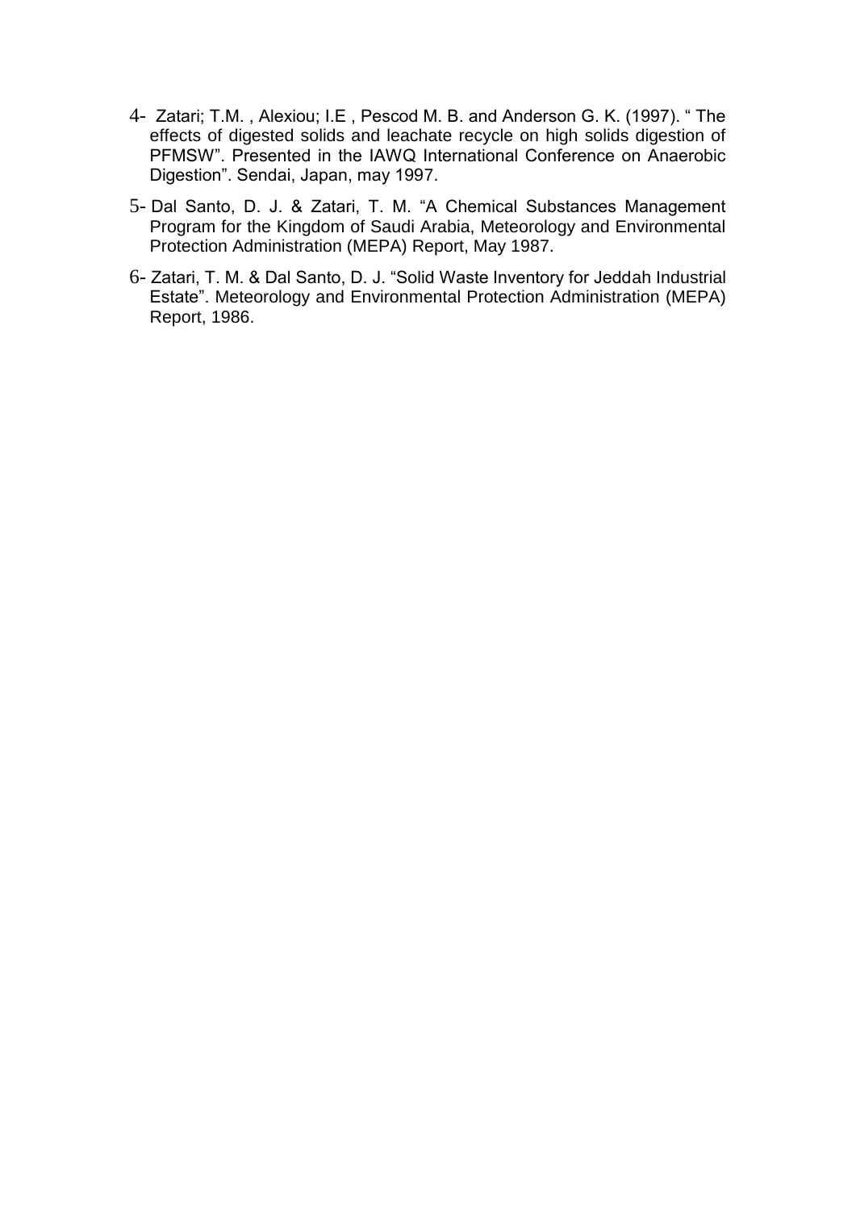4- Zatari; T.M. , Alexiou; I.E , Pescod M. B. and Anderson G. K. (1997). " The effects of digested solids and leachate recycle on high solids digestion of PFMSW". Presented in the IAWQ International Conference on Anaerobic Digestion". Sendai, Japan, may 1997.

5- Dal Santo, D. J. & Zatari, T. M. "A Chemical Substances Management Program for the Kingdom of Saudi Arabia, Meteorology and Environmental Protection Administration (MEPA) Report, May 1987.

6- Zatari, T. M. & Dal Santo, D. J. "Solid Waste Inventory for Jeddah Industrial Estate". Meteorology and Environmental Protection Administration (MEPA) Report, 1986.